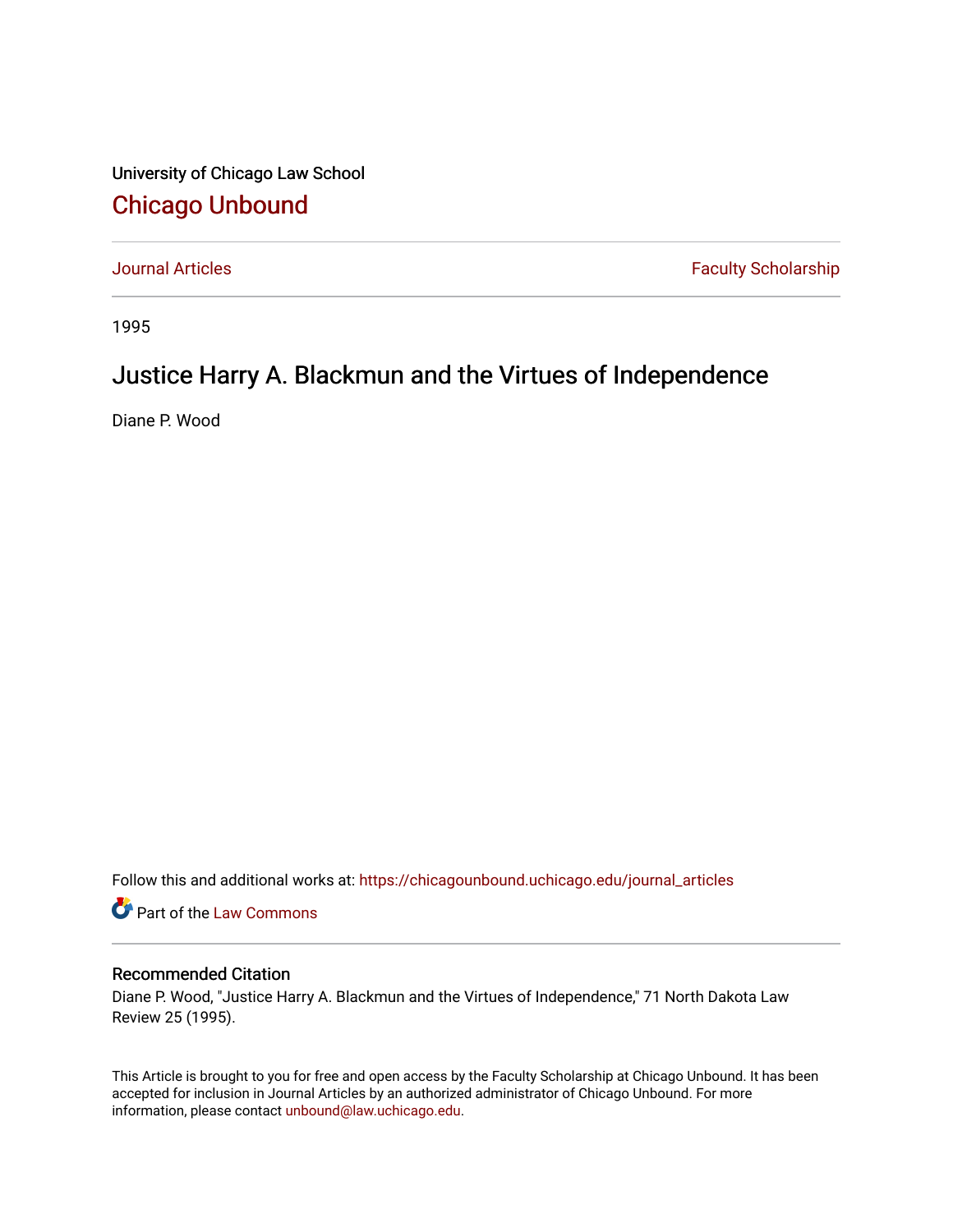University of Chicago Law School

# Chicago Unbound

Journal Articles | Faculty Scholarship

1995

## Justice Harry A. Blackmun and the Virtues of Independence

Diane P. Wood

Follow this and additional works at: https://chicagounbound.uchicago.edu/journal_articles

Part of the Law Commons

### Recommended Citation

Diane P. Wood, "Justice Harry A. Blackmun and the Virtues of Independence," 71 North Dakota Law Review 25 (1995).

This Article is brought to you for free and open access by the Faculty Scholarship at Chicago Unbound. It has been accepted for inclusion in Journal Articles by an authorized administrator of Chicago Unbound. For more information, please contact unbound@law.uchicago.edu.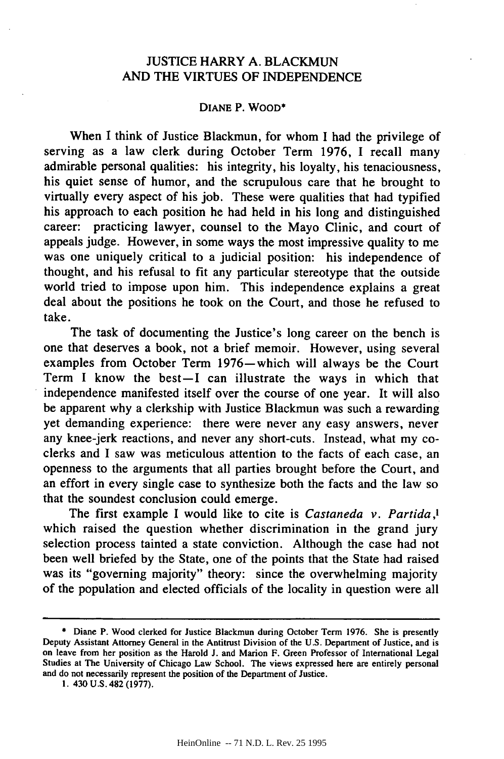# JUSTICE HARRY A. BLACKMUN AND THE VIRTUES OF INDEPENDENCE

DIANE P. WOOD*

When I think of Justice Blackmun, for whom I had the privilege of serving as a law clerk during October Term 1976, I recall many admirable personal qualities: his integrity, his loyalty, his tenaciousness, his quiet sense of humor, and the scrupulous care that he brought to virtually every aspect of his job. These were qualities that had typified his approach to each position he had held in his long and distinguished career: practicing lawyer, counsel to the Mayo Clinic, and court of appeals judge. However, in some ways the most impressive quality to me was one uniquely critical to a judicial position: his independence of thought, and his refusal to fit any particular stereotype that the outside world tried to impose upon him. This independence explains a great deal about the positions he took on the Court, and those he refused to take.

The task of documenting the Justice's long career on the bench is one that deserves a book, not a brief memoir. However, using several examples from October Term 1976—which will always be the Court Term I know the best—I can illustrate the ways in which that independence manifested itself over the course of one year. It will also be apparent why a clerkship with Justice Blackmun was such a rewarding yet demanding experience: there were never any easy answers, never any knee-jerk reactions, and never any short-cuts. Instead, what my co-clerks and I saw was meticulous attention to the facts of each case, an openness to the arguments that all parties brought before the Court, and an effort in every single case to synthesize both the facts and the law so that the soundest conclusion could emerge.

The first example I would like to cite is *Castaneda v. Partida*,[1] which raised the question whether discrimination in the grand jury selection process tainted a state conviction. Although the case had not been well briefed by the State, one of the points that the State had raised was its "governing majority" theory: since the overwhelming majority of the population and elected officials of the locality in question were all

---

\* Diane P. Wood clerked for Justice Blackmun during October Term 1976. She is presently Deputy Assistant Attorney General in the Antitrust Division of the U.S. Department of Justice, and is on leave from her position as the Harold J. and Marion F. Green Professor of International Legal Studies at The University of Chicago Law School. The views expressed here are entirely personal and do not necessarily represent the position of the Department of Justice.

1. 430 U.S. 482 (1977).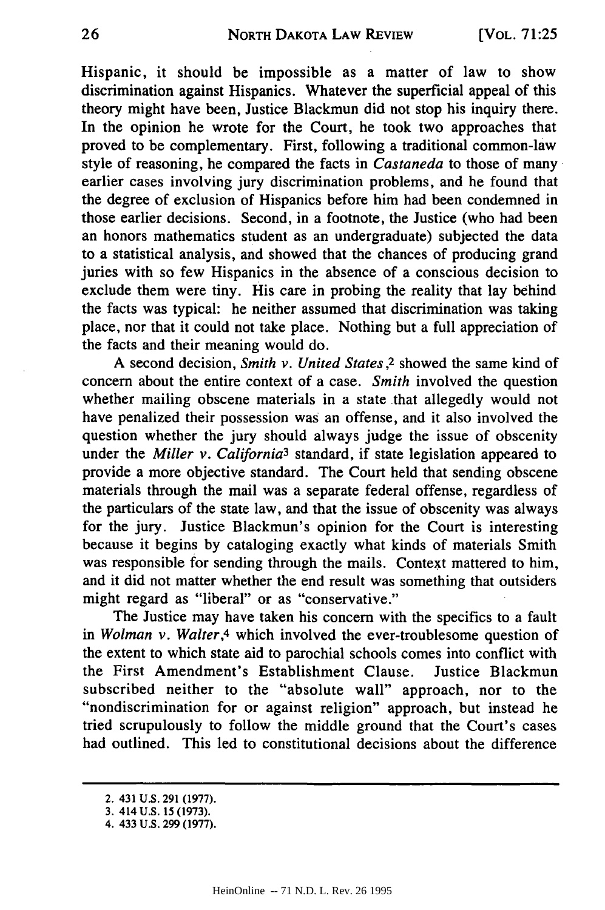Hispanic, it should be impossible as a matter of law to show discrimination against Hispanics. Whatever the superficial appeal of this theory might have been, Justice Blackmun did not stop his inquiry there. In the opinion he wrote for the Court, he took two approaches that proved to be complementary. First, following a traditional common-law style of reasoning, he compared the facts in *Castaneda* to those of many earlier cases involving jury discrimination problems, and he found that the degree of exclusion of Hispanics before him had been condemned in those earlier decisions. Second, in a footnote, the Justice (who had been an honors mathematics student as an undergraduate) subjected the data to a statistical analysis, and showed that the chances of producing grand juries with so few Hispanics in the absence of a conscious decision to exclude them were tiny. His care in probing the reality that lay behind the facts was typical: he neither assumed that discrimination was taking place, nor that it could not take place. Nothing but a full appreciation of the facts and their meaning would do.

A second decision, *Smith v. United States*,[2] showed the same kind of concern about the entire context of a case. *Smith* involved the question whether mailing obscene materials in a state that allegedly would not have penalized their possession was an offense, and it also involved the question whether the jury should always judge the issue of obscenity under the *Miller v. California*[3] standard, if state legislation appeared to provide a more objective standard. The Court held that sending obscene materials through the mail was a separate federal offense, regardless of the particulars of the state law, and that the issue of obscenity was always for the jury. Justice Blackmun's opinion for the Court is interesting because it begins by cataloging exactly what kinds of materials Smith was responsible for sending through the mails. Context mattered to him, and it did not matter whether the end result was something that outsiders might regard as "liberal" or as "conservative."

The Justice may have taken his concern with the specifics to a fault in *Wolman v. Walter*,[4] which involved the ever-troublesome question of the extent to which state aid to parochial schools comes into conflict with the First Amendment's Establishment Clause. Justice Blackmun subscribed neither to the "absolute wall" approach, nor to the "nondiscrimination for or against religion" approach, but instead he tried scrupulously to follow the middle ground that the Court's cases had outlined. This led to constitutional decisions about the difference

---

2. 431 U.S. 291 (1977).
3. 414 U.S. 15 (1973).
4. 433 U.S. 299 (1977).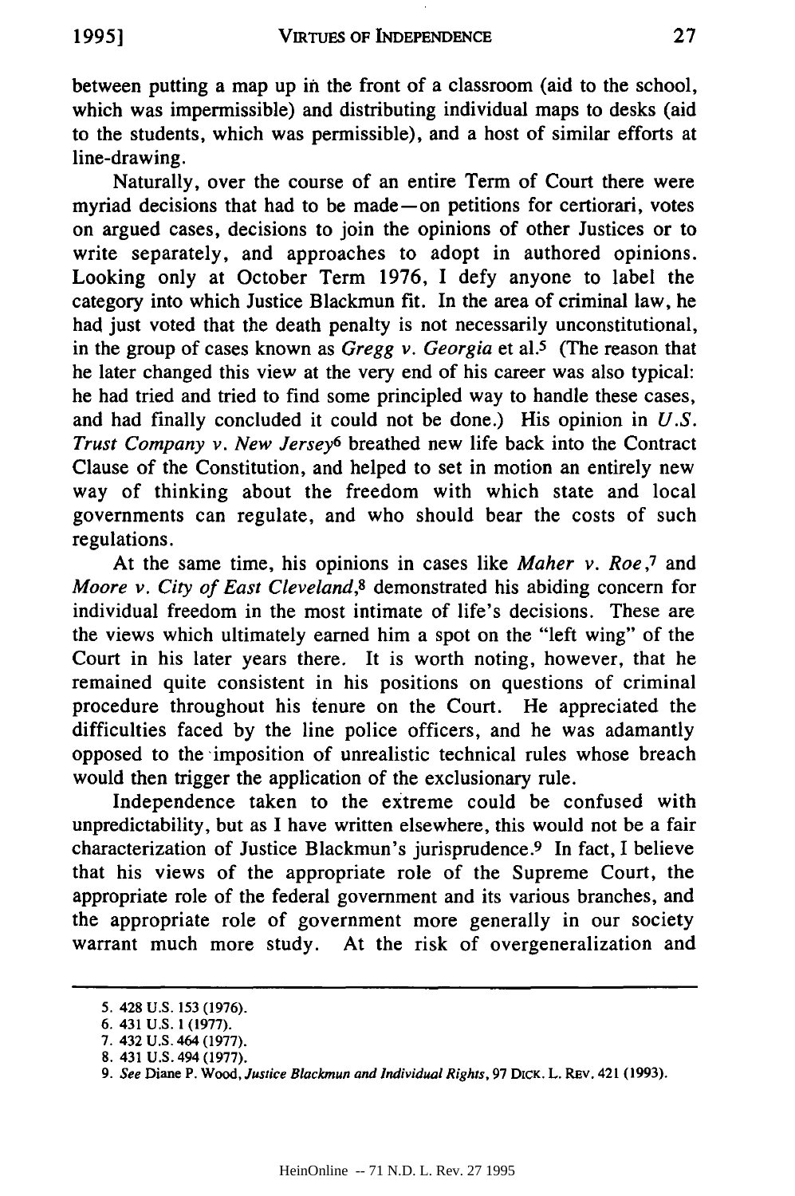between putting a map up in the front of a classroom (aid to the school, which was impermissible) and distributing individual maps to desks (aid to the students, which was permissible), and a host of similar efforts at line-drawing.

Naturally, over the course of an entire Term of Court there were myriad decisions that had to be made—on petitions for certiorari, votes on argued cases, decisions to join the opinions of other Justices or to write separately, and approaches to adopt in authored opinions. Looking only at October Term 1976, I defy anyone to label the category into which Justice Blackmun fit. In the area of criminal law, he had just voted that the death penalty is not necessarily unconstitutional, in the group of cases known as *Gregg v. Georgia* et al.[5] (The reason that he later changed this view at the very end of his career was also typical: he had tried and tried to find some principled way to handle these cases, and had finally concluded it could not be done.) His opinion in *U.S. Trust Company v. New Jersey*[6] breathed new life back into the Contract Clause of the Constitution, and helped to set in motion an entirely new way of thinking about the freedom with which state and local governments can regulate, and who should bear the costs of such regulations.

At the same time, his opinions in cases like *Maher v. Roe*,[7] and *Moore v. City of East Cleveland*,[8] demonstrated his abiding concern for individual freedom in the most intimate of life's decisions. These are the views which ultimately earned him a spot on the "left wing" of the Court in his later years there. It is worth noting, however, that he remained quite consistent in his positions on questions of criminal procedure throughout his tenure on the Court. He appreciated the difficulties faced by the line police officers, and he was adamantly opposed to the imposition of unrealistic technical rules whose breach would then trigger the application of the exclusionary rule.

Independence taken to the extreme could be confused with unpredictability, but as I have written elsewhere, this would not be a fair characterization of Justice Blackmun's jurisprudence.[9] In fact, I believe that his views of the appropriate role of the Supreme Court, the appropriate role of the federal government and its various branches, and the appropriate role of government more generally in our society warrant much more study. At the risk of overgeneralization and

---

5. 428 U.S. 153 (1976).

6. 431 U.S. 1 (1977).

7. 432 U.S. 464 (1977).

8. 431 U.S. 494 (1977).

9. *See* Diane P. Wood, *Justice Blackmun and Individual Rights*, 97 DICK. L. REV. 421 (1993).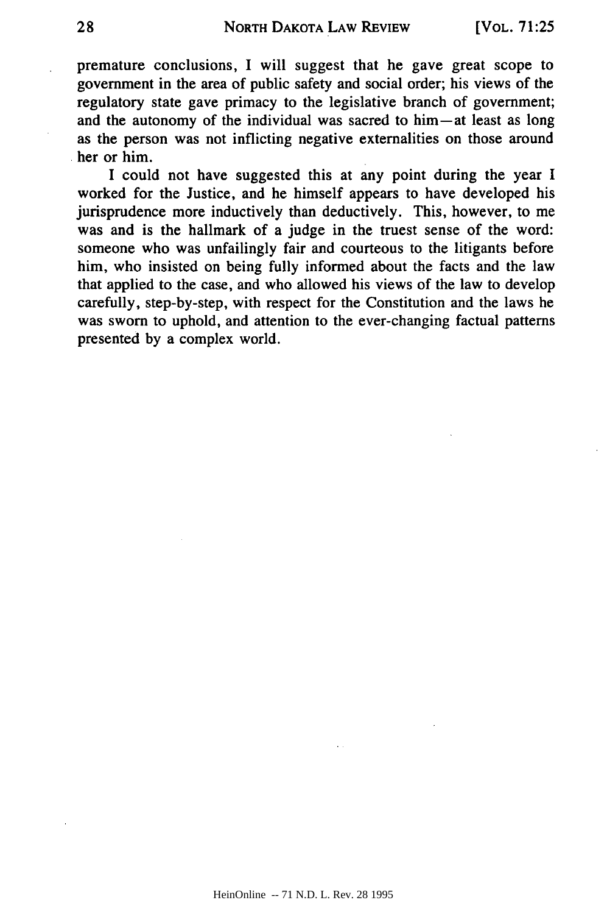premature conclusions, I will suggest that he gave great scope to government in the area of public safety and social order; his views of the regulatory state gave primacy to the legislative branch of government; and the autonomy of the individual was sacred to him—at least as long as the person was not inflicting negative externalities on those around her or him.

I could not have suggested this at any point during the year I worked for the Justice, and he himself appears to have developed his jurisprudence more inductively than deductively. This, however, to me was and is the hallmark of a judge in the truest sense of the word: someone who was unfailingly fair and courteous to the litigants before him, who insisted on being fully informed about the facts and the law that applied to the case, and who allowed his views of the law to develop carefully, step-by-step, with respect for the Constitution and the laws he was sworn to uphold, and attention to the ever-changing factual patterns presented by a complex world.